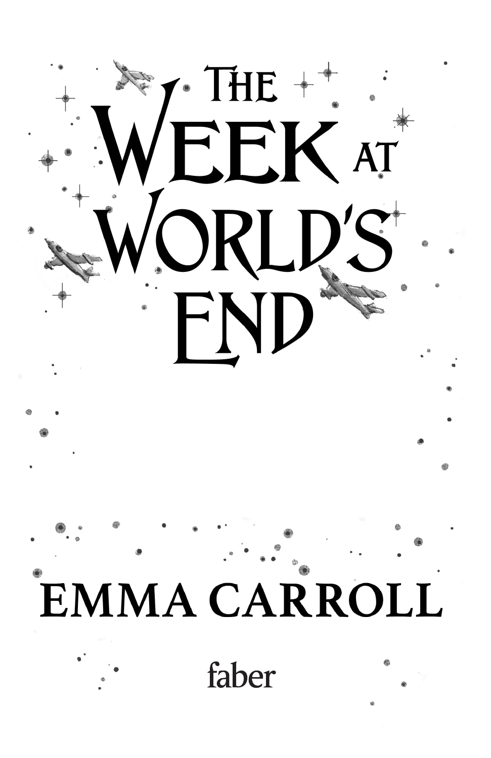# The Week at World's End

**EMMA CARROLL**

faber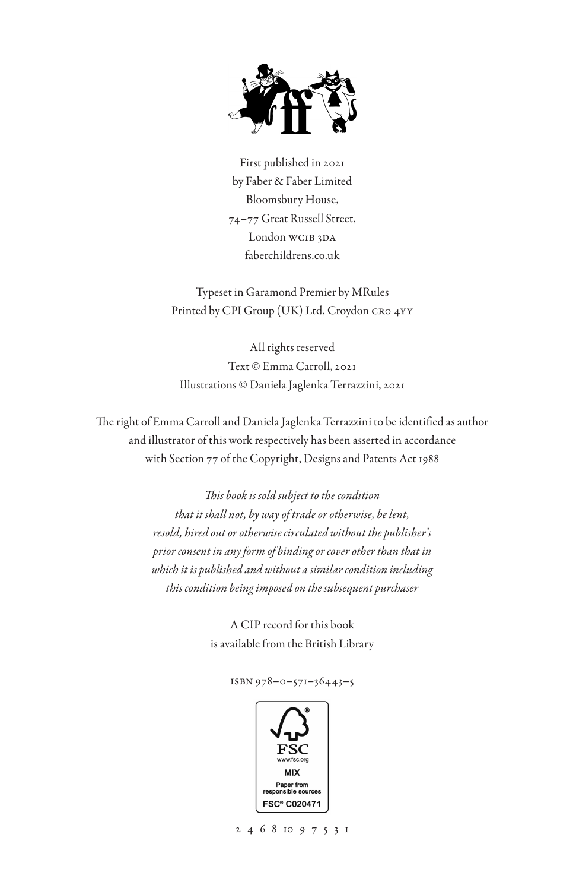First published in 2021
by Faber & Faber Limited
Bloomsbury House,
74–77 Great Russell Street,
London WC1B 3DA
faberchildrens.co.uk

Typeset in Garamond Premier by MRules
Printed by CPI Group (UK) Ltd, Croydon CR0 4YY

All rights reserved
Text © Emma Carroll, 2021
Illustrations © Daniela Jaglenka Terrazzini, 2021

The right of Emma Carroll and Daniela Jaglenka Terrazzini to be identified as author and illustrator of this work respectively has been asserted in accordance with Section 77 of the Copyright, Designs and Patents Act 1988

*This book is sold subject to the condition that it shall not, by way of trade or otherwise, be lent, resold, hired out or otherwise circulated without the publisher's prior consent in any form of binding or cover other than that in which it is published and without a similar condition including this condition being imposed on the subsequent purchaser*

A CIP record for this book is available from the British Library

ISBN 978–0–571–36443–5

FSC
www.fsc.org
MIX
Paper from responsible sources
FSC® C020471

2 4 6 8 10 9 7 5 3 1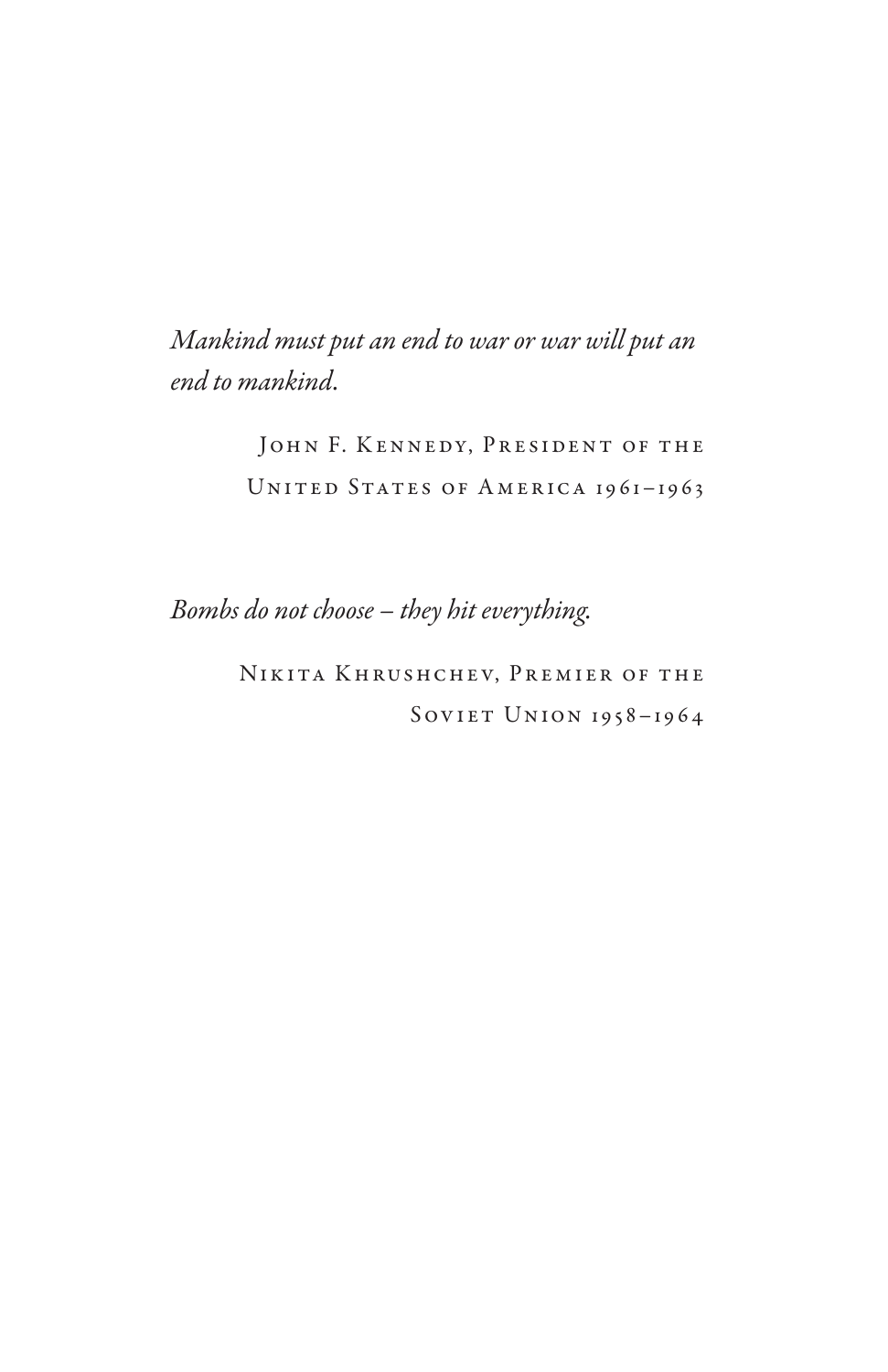*Mankind must put an end to war or war will put an end to mankind.*

John F. Kennedy, President of the United States of America 1961–1963

*Bombs do not choose – they hit everything.*

Nikita Khrushchev, Premier of the Soviet Union 1958–1964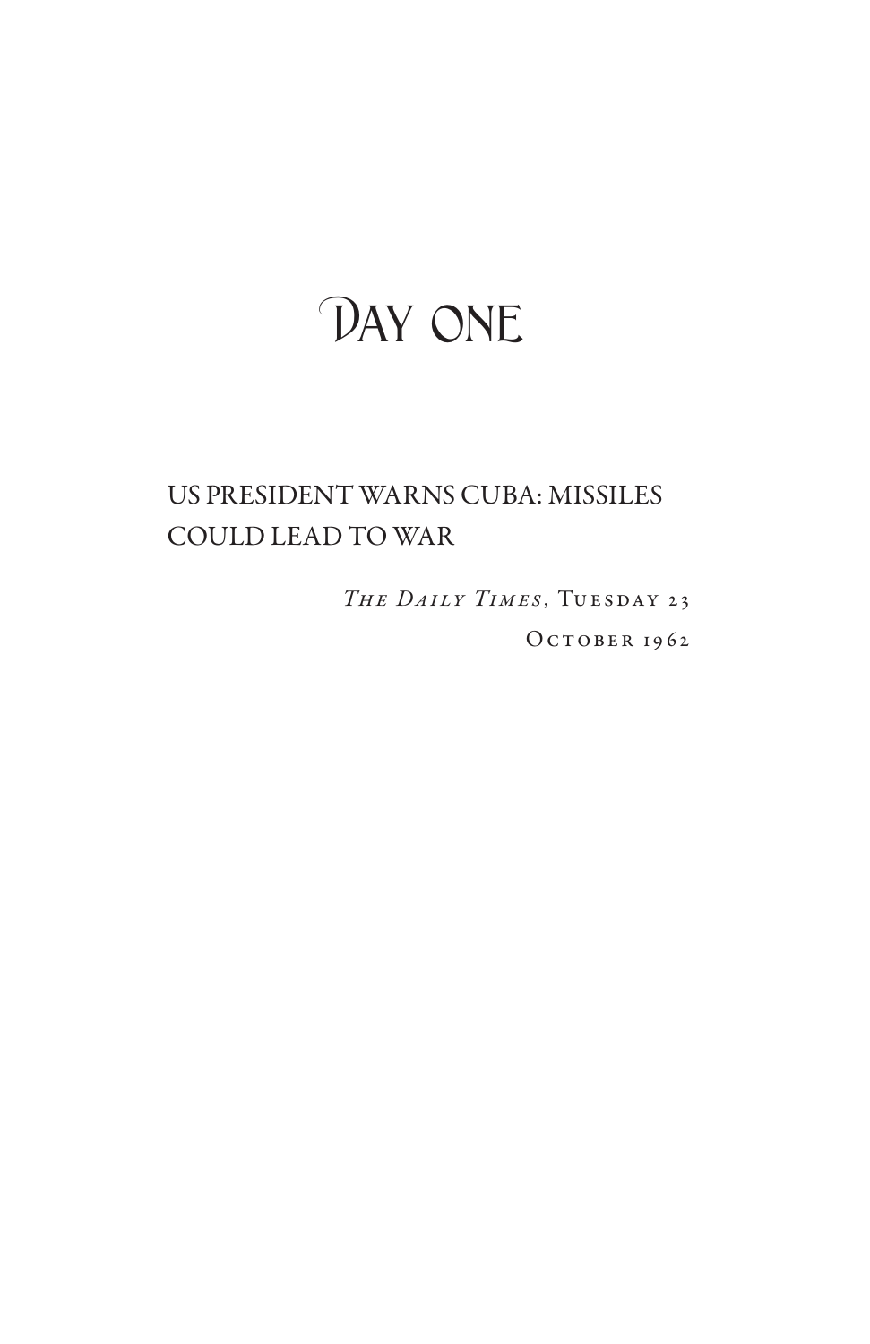# Day one

US PRESIDENT WARNS CUBA: MISSILES COULD LEAD TO WAR

*The Daily Times*, Tuesday 23 October 1962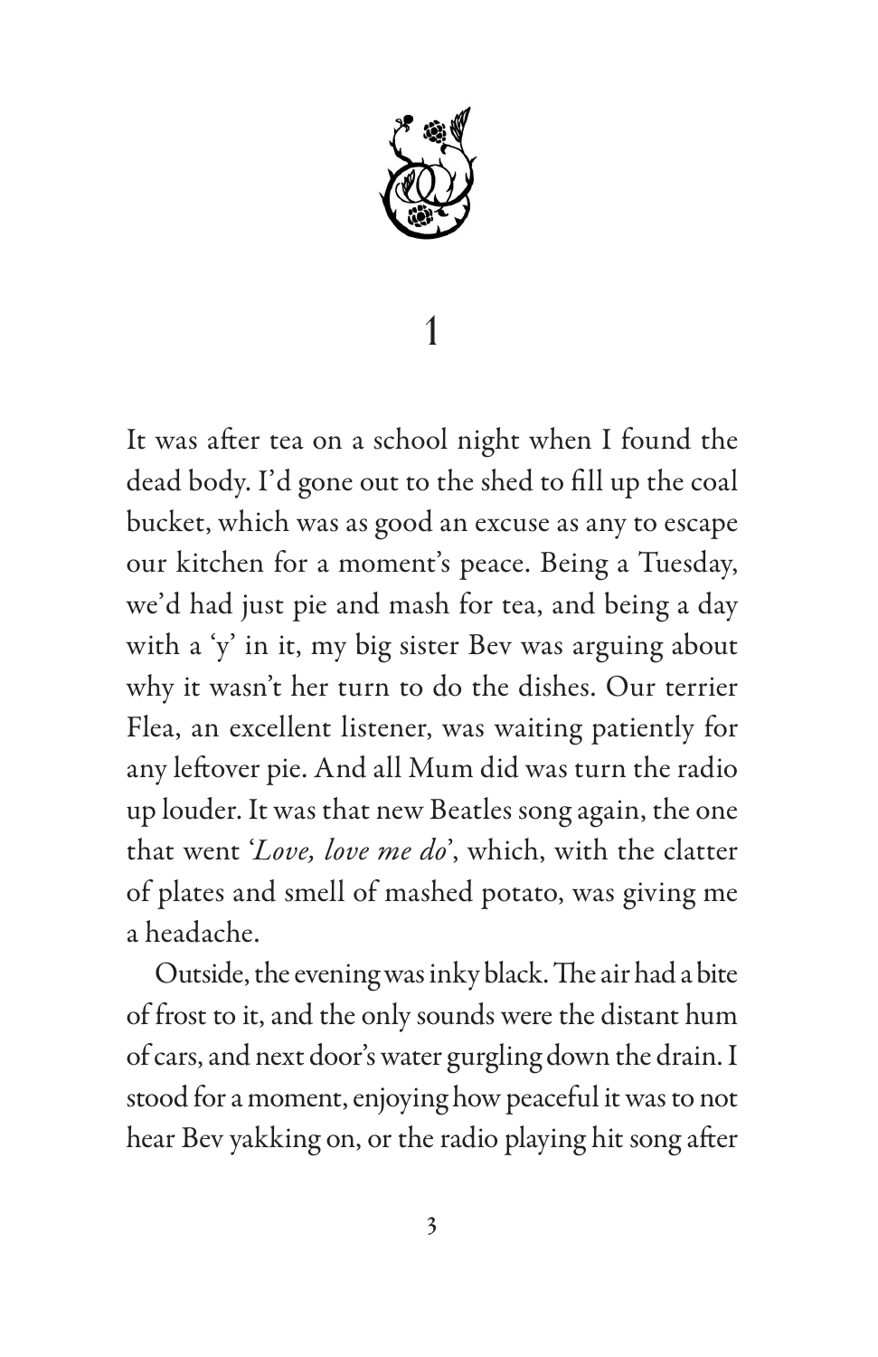# 1

It was after tea on a school night when I found the dead body. I'd gone out to the shed to fill up the coal bucket, which was as good an excuse as any to escape our kitchen for a moment's peace. Being a Tuesday, we'd had just pie and mash for tea, and being a day with a 'y' in it, my big sister Bev was arguing about why it wasn't her turn to do the dishes. Our terrier Flea, an excellent listener, was waiting patiently for any leftover pie. And all Mum did was turn the radio up louder. It was that new Beatles song again, the one that went '*Love, love me do*', which, with the clatter of plates and smell of mashed potato, was giving me a headache.

Outside, the evening was inky black. The air had a bite of frost to it, and the only sounds were the distant hum of cars, and next door's water gurgling down the drain. I stood for a moment, enjoying how peaceful it was to not hear Bev yakking on, or the radio playing hit song after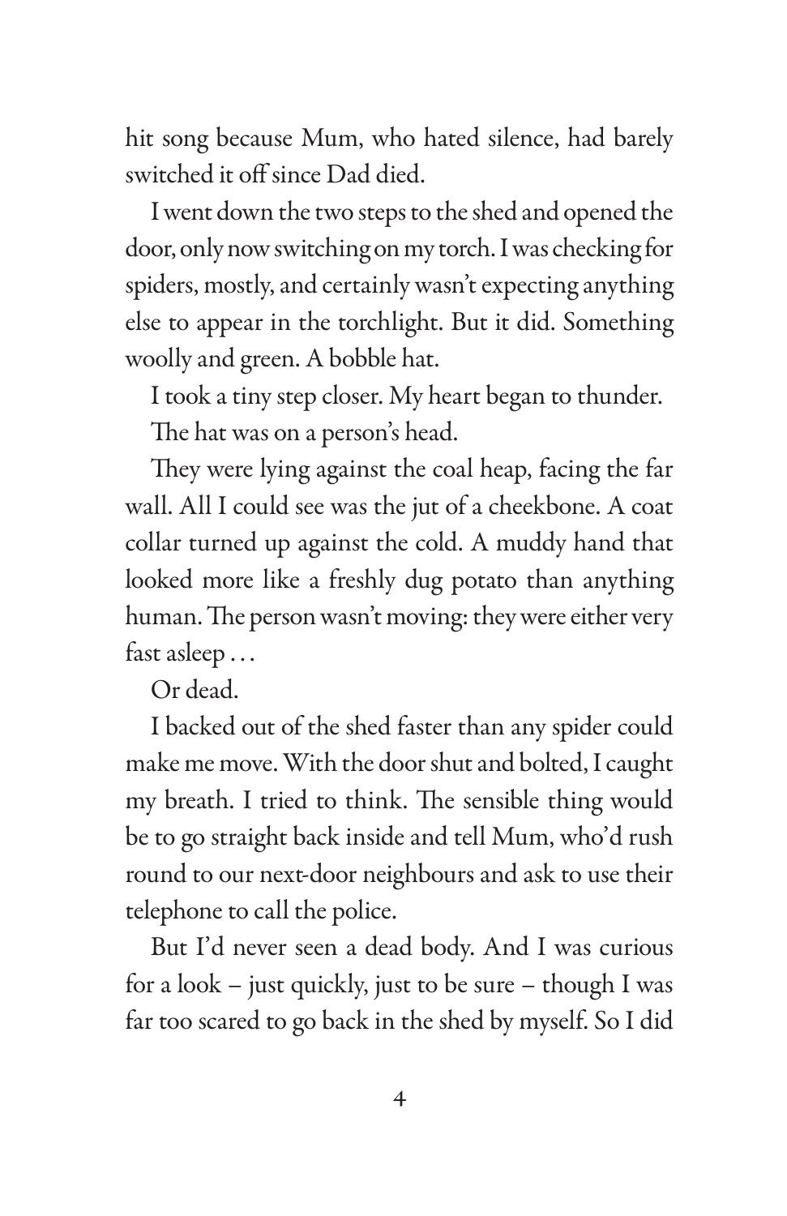hit song because Mum, who hated silence, had barely switched it off since Dad died.

I went down the two steps to the shed and opened the door, only now switching on my torch. I was checking for spiders, mostly, and certainly wasn't expecting anything else to appear in the torchlight. But it did. Something woolly and green. A bobble hat.

I took a tiny step closer. My heart began to thunder.

The hat was on a person's head.

They were lying against the coal heap, facing the far wall. All I could see was the jut of a cheekbone. A coat collar turned up against the cold. A muddy hand that looked more like a freshly dug potato than anything human. The person wasn't moving: they were either very fast asleep …

Or dead.

I backed out of the shed faster than any spider could make me move. With the door shut and bolted, I caught my breath. I tried to think. The sensible thing would be to go straight back inside and tell Mum, who'd rush round to our next-door neighbours and ask to use their telephone to call the police.

But I'd never seen a dead body. And I was curious for a look – just quickly, just to be sure – though I was far too scared to go back in the shed by myself. So I did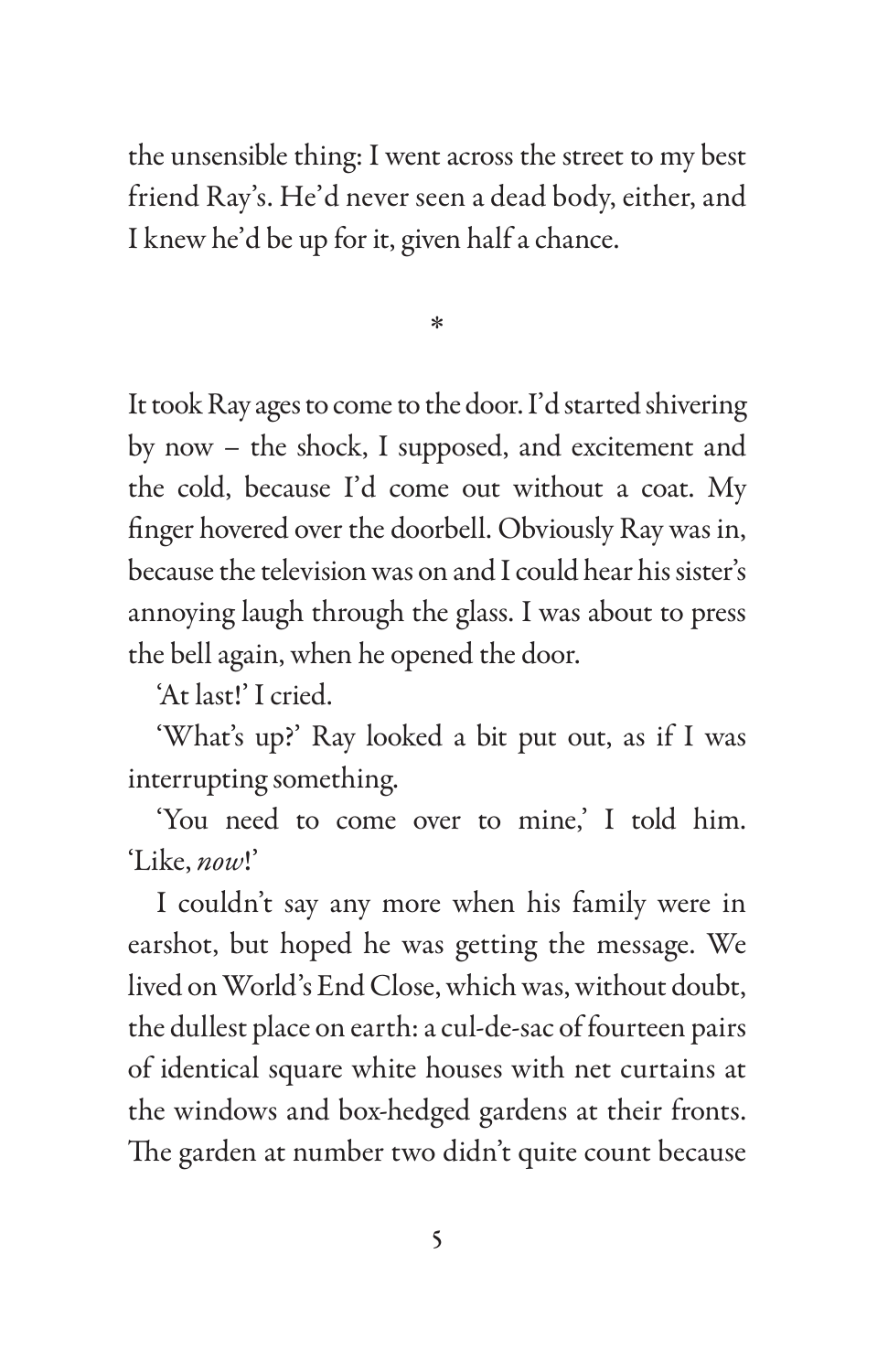the unsensible thing: I went across the street to my best friend Ray's. He'd never seen a dead body, either, and I knew he'd be up for it, given half a chance.

*

It took Ray ages to come to the door. I'd started shivering by now – the shock, I supposed, and excitement and the cold, because I'd come out without a coat. My finger hovered over the doorbell. Obviously Ray was in, because the television was on and I could hear his sister's annoying laugh through the glass. I was about to press the bell again, when he opened the door.

'At last!' I cried.

'What's up?' Ray looked a bit put out, as if I was interrupting something.

'You need to come over to mine,' I told him. 'Like, *now*!'

I couldn't say any more when his family were in earshot, but hoped he was getting the message. We lived on World's End Close, which was, without doubt, the dullest place on earth: a cul-de-sac of fourteen pairs of identical square white houses with net curtains at the windows and box-hedged gardens at their fronts. The garden at number two didn't quite count because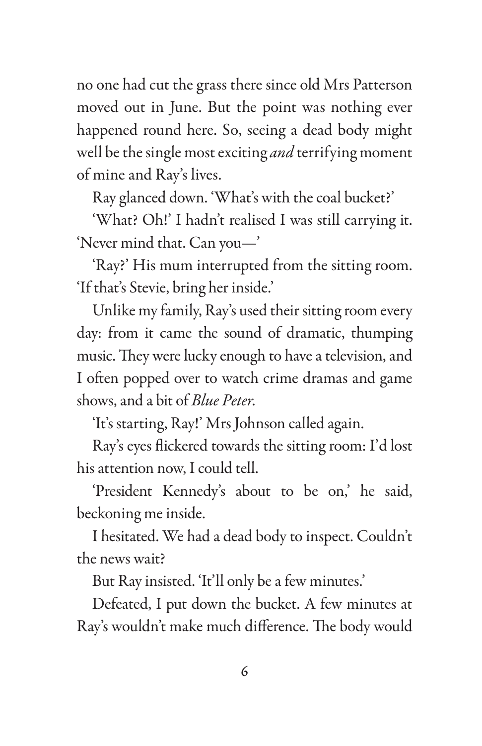no one had cut the grass there since old Mrs Patterson moved out in June. But the point was nothing ever happened round here. So, seeing a dead body might well be the single most exciting *and* terrifying moment of mine and Ray's lives.

Ray glanced down. 'What's with the coal bucket?'

'What? Oh!' I hadn't realised I was still carrying it. 'Never mind that. Can you—'

'Ray?' His mum interrupted from the sitting room. 'If that's Stevie, bring her inside.'

Unlike my family, Ray's used their sitting room every day: from it came the sound of dramatic, thumping music. They were lucky enough to have a television, and I often popped over to watch crime dramas and game shows, and a bit of *Blue Peter*.

'It's starting, Ray!' Mrs Johnson called again.

Ray's eyes flickered towards the sitting room: I'd lost his attention now, I could tell.

'President Kennedy's about to be on,' he said, beckoning me inside.

I hesitated. We had a dead body to inspect. Couldn't the news wait?

But Ray insisted. 'It'll only be a few minutes.'

Defeated, I put down the bucket. A few minutes at Ray's wouldn't make much difference. The body would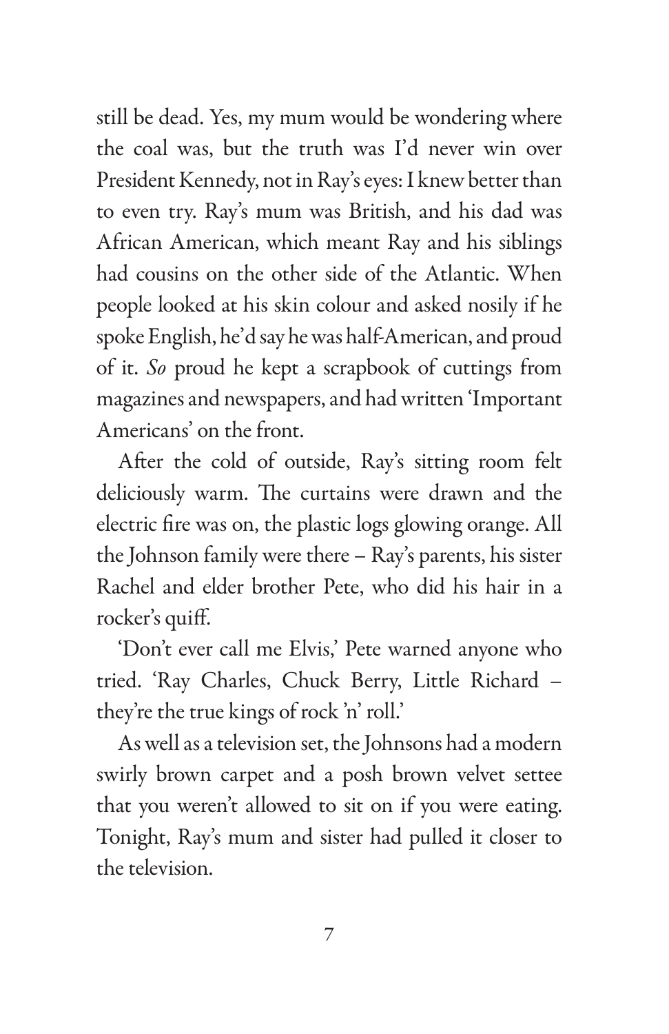still be dead. Yes, my mum would be wondering where the coal was, but the truth was I'd never win over President Kennedy, not in Ray's eyes: I knew better than to even try. Ray's mum was British, and his dad was African American, which meant Ray and his siblings had cousins on the other side of the Atlantic. When people looked at his skin colour and asked nosily if he spoke English, he'd say he was half-American, and proud of it. *So* proud he kept a scrapbook of cuttings from magazines and newspapers, and had written 'Important Americans' on the front.

After the cold of outside, Ray's sitting room felt deliciously warm. The curtains were drawn and the electric fire was on, the plastic logs glowing orange. All the Johnson family were there – Ray's parents, his sister Rachel and elder brother Pete, who did his hair in a rocker's quiff.

'Don't ever call me Elvis,' Pete warned anyone who tried. 'Ray Charles, Chuck Berry, Little Richard – they're the true kings of rock 'n' roll.'

As well as a television set, the Johnsons had a modern swirly brown carpet and a posh brown velvet settee that you weren't allowed to sit on if you were eating. Tonight, Ray's mum and sister had pulled it closer to the television.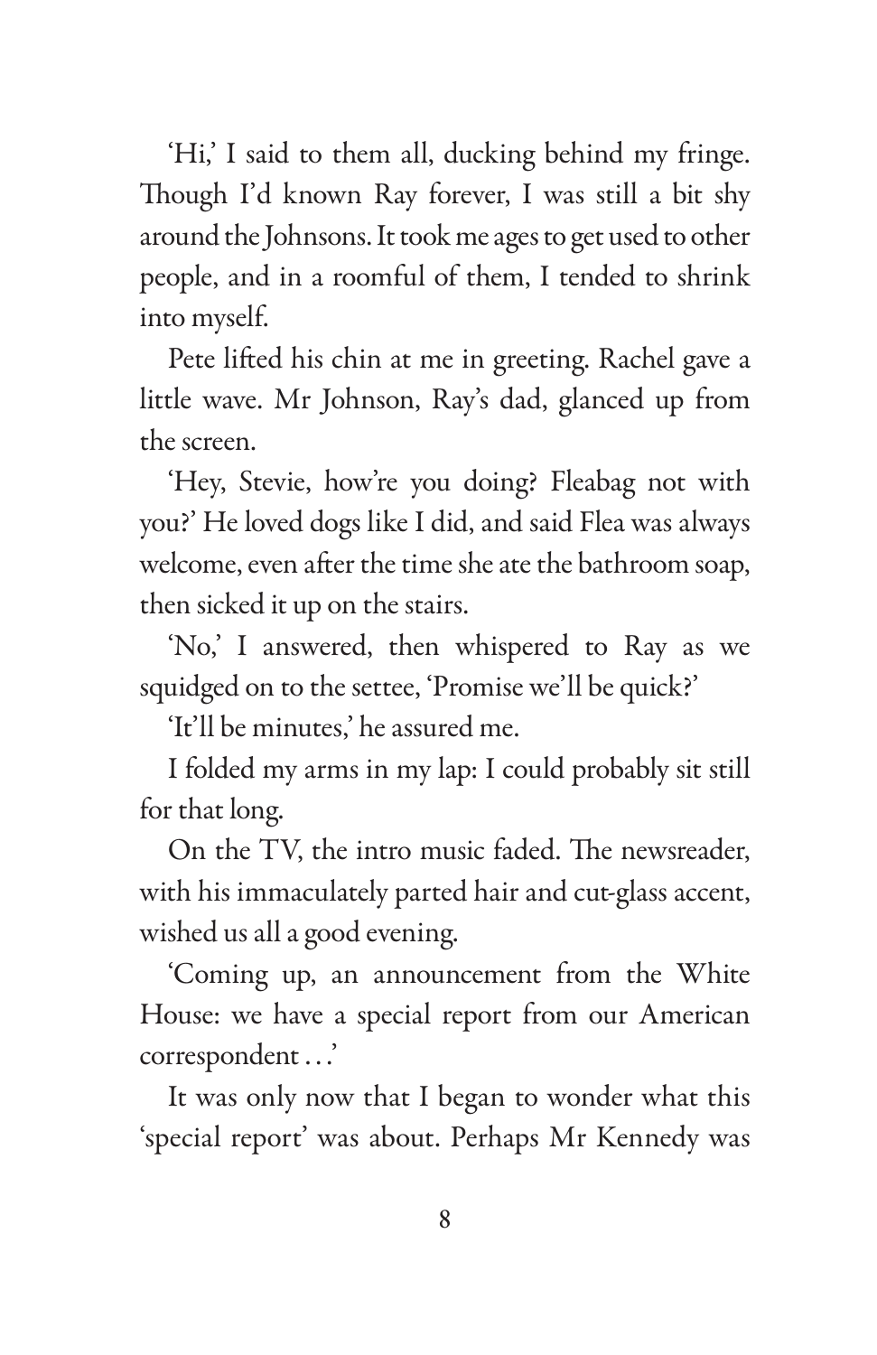'Hi,' I said to them all, ducking behind my fringe. Though I'd known Ray forever, I was still a bit shy around the Johnsons. It took me ages to get used to other people, and in a roomful of them, I tended to shrink into myself.

Pete lifted his chin at me in greeting. Rachel gave a little wave. Mr Johnson, Ray's dad, glanced up from the screen.

'Hey, Stevie, how're you doing? Fleabag not with you?' He loved dogs like I did, and said Flea was always welcome, even after the time she ate the bathroom soap, then sicked it up on the stairs.

'No,' I answered, then whispered to Ray as we squidged on to the settee, 'Promise we'll be quick?'

'It'll be minutes,' he assured me.

I folded my arms in my lap: I could probably sit still for that long.

On the TV, the intro music faded. The newsreader, with his immaculately parted hair and cut-glass accent, wished us all a good evening.

'Coming up, an announcement from the White House: we have a special report from our American correspondent . . .'

It was only now that I began to wonder what this 'special report' was about. Perhaps Mr Kennedy was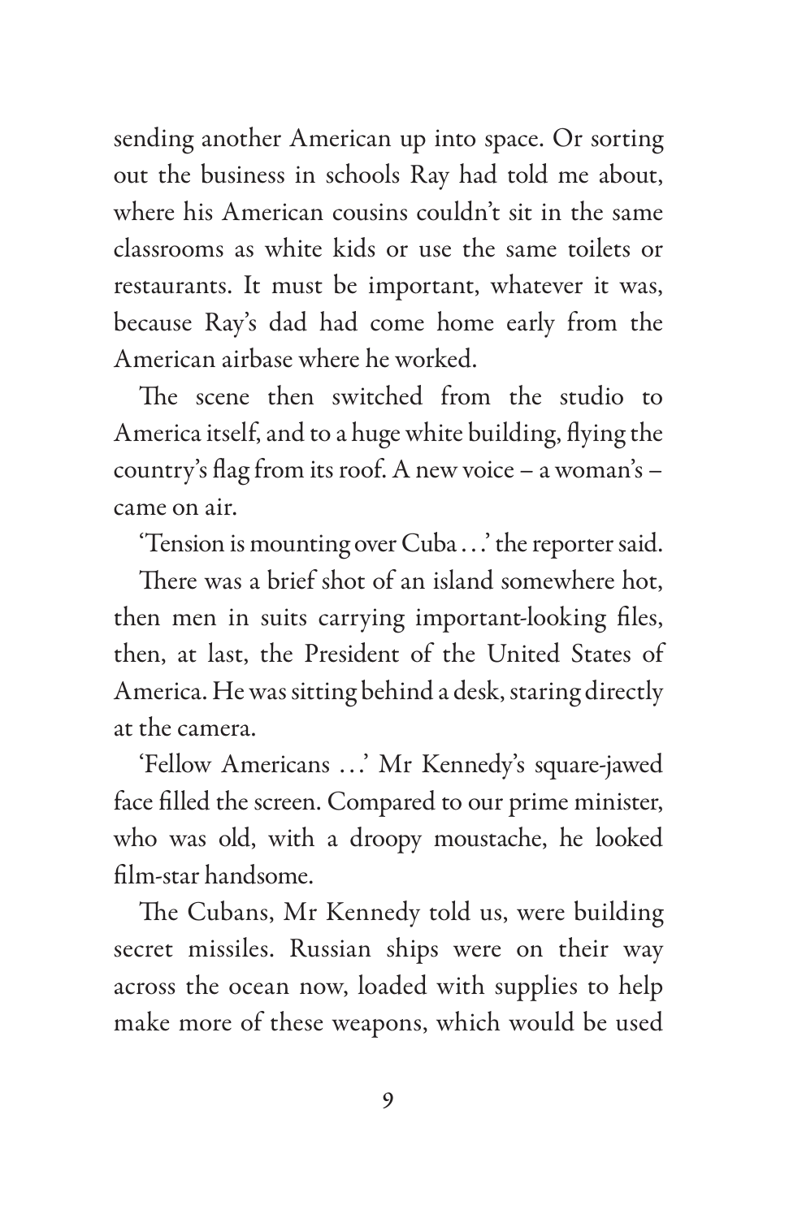sending another American up into space. Or sorting out the business in schools Ray had told me about, where his American cousins couldn't sit in the same classrooms as white kids or use the same toilets or restaurants. It must be important, whatever it was, because Ray's dad had come home early from the American airbase where he worked.

The scene then switched from the studio to America itself, and to a huge white building, flying the country's flag from its roof. A new voice – a woman's – came on air.

'Tension is mounting over Cuba . . .' the reporter said.

There was a brief shot of an island somewhere hot, then men in suits carrying important-looking files, then, at last, the President of the United States of America. He was sitting behind a desk, staring directly at the camera.

'Fellow Americans . . .' Mr Kennedy's square-jawed face filled the screen. Compared to our prime minister, who was old, with a droopy moustache, he looked film-star handsome.

The Cubans, Mr Kennedy told us, were building secret missiles. Russian ships were on their way across the ocean now, loaded with supplies to help make more of these weapons, which would be used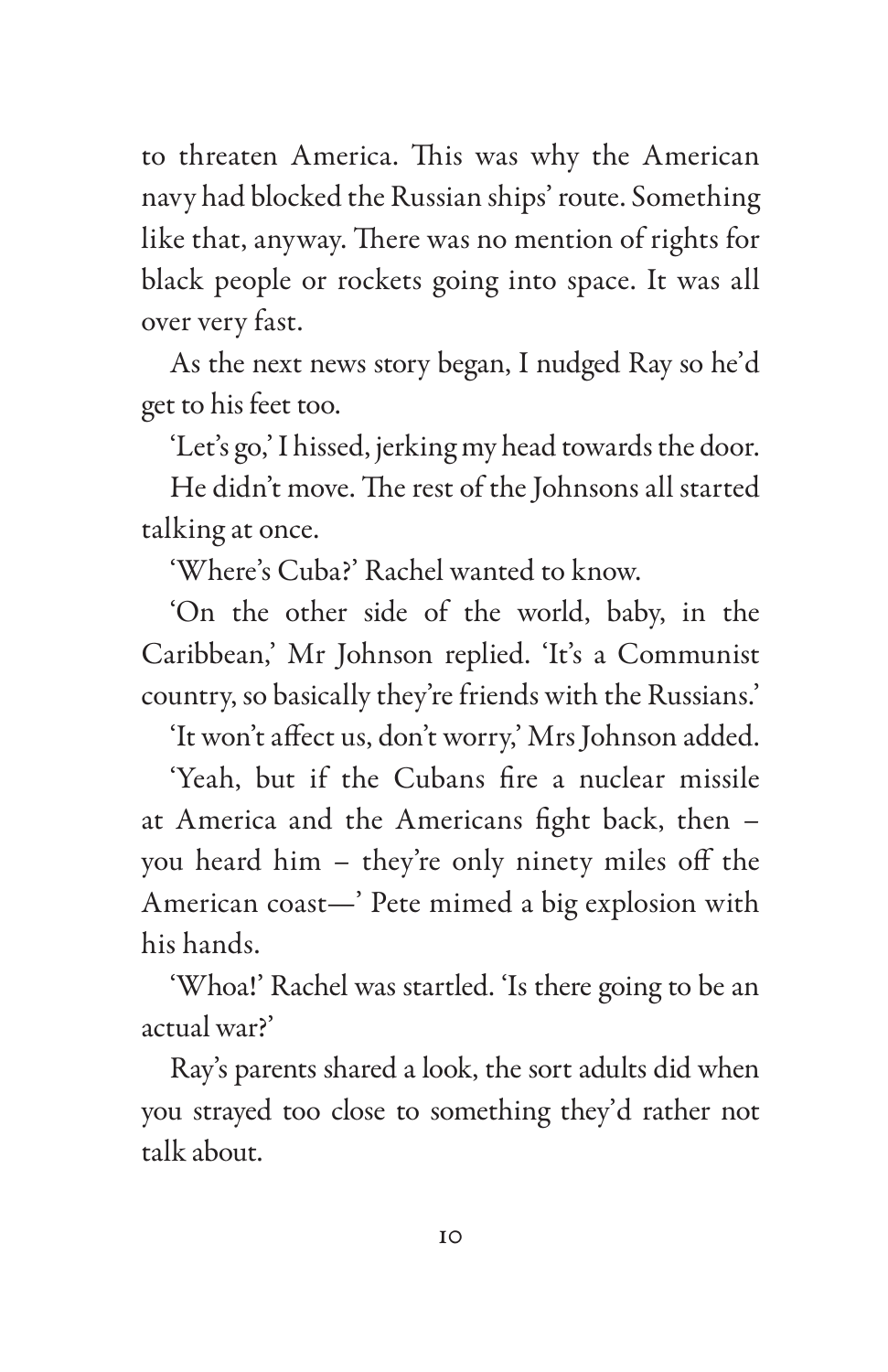to threaten America. This was why the American navy had blocked the Russian ships' route. Something like that, anyway. There was no mention of rights for black people or rockets going into space. It was all over very fast.

As the next news story began, I nudged Ray so he'd get to his feet too.

'Let's go,' I hissed, jerking my head towards the door.

He didn't move. The rest of the Johnsons all started talking at once.

'Where's Cuba?' Rachel wanted to know.

'On the other side of the world, baby, in the Caribbean,' Mr Johnson replied. 'It's a Communist country, so basically they're friends with the Russians.'

'It won't affect us, don't worry,' Mrs Johnson added.

'Yeah, but if the Cubans fire a nuclear missile at America and the Americans fight back, then – you heard him – they're only ninety miles off the American coast—' Pete mimed a big explosion with his hands.

'Whoa!' Rachel was startled. 'Is there going to be an actual war?'

Ray's parents shared a look, the sort adults did when you strayed too close to something they'd rather not talk about.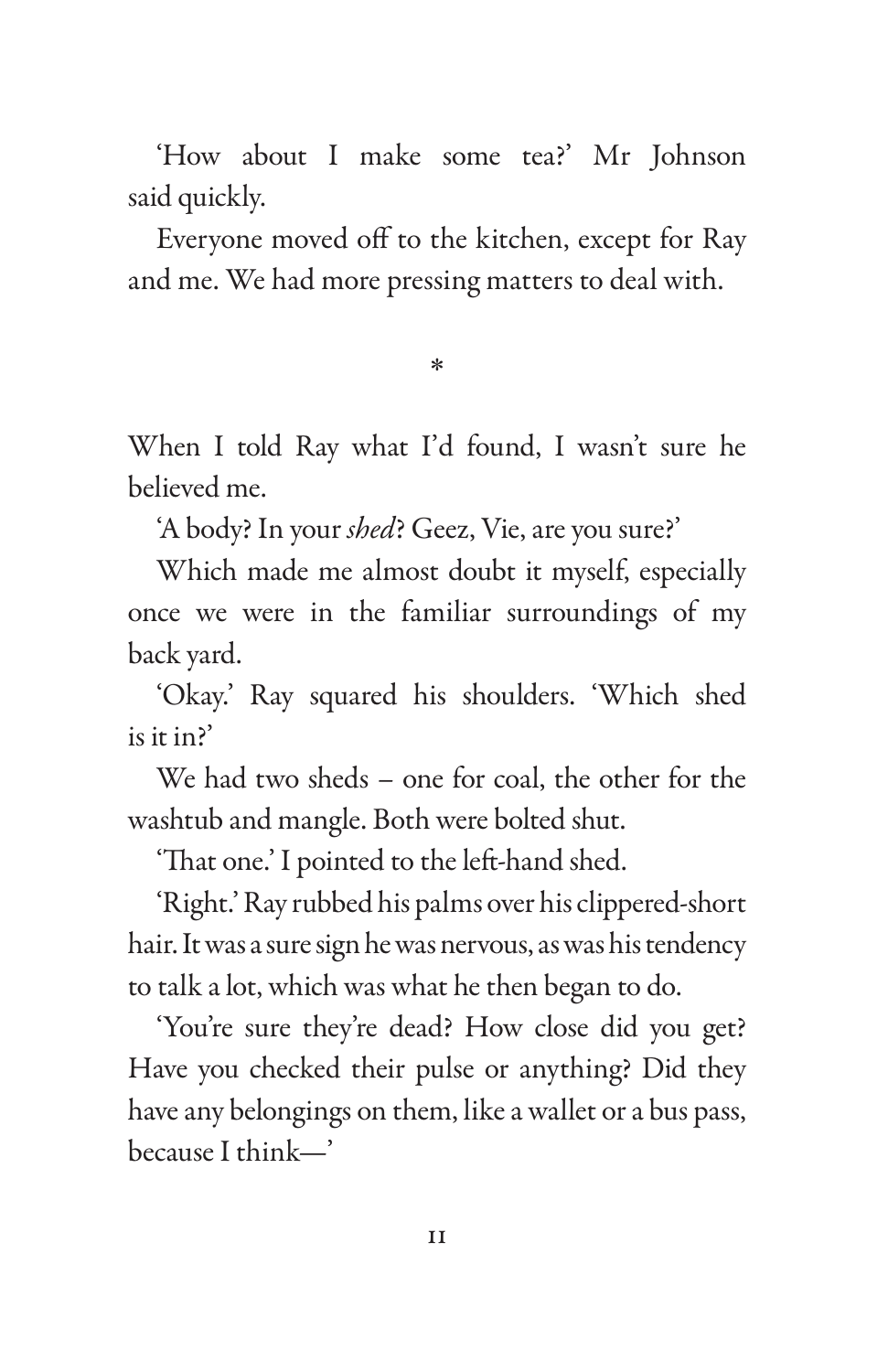'How about I make some tea?' Mr Johnson said quickly.

Everyone moved off to the kitchen, except for Ray and me. We had more pressing matters to deal with.

*

When I told Ray what I'd found, I wasn't sure he believed me.

'A body? In your *shed*? Geez, Vie, are you sure?'

Which made me almost doubt it myself, especially once we were in the familiar surroundings of my back yard.

'Okay.' Ray squared his shoulders. 'Which shed is it in?'

We had two sheds – one for coal, the other for the washtub and mangle. Both were bolted shut.

'That one.' I pointed to the left-hand shed.

'Right.' Ray rubbed his palms over his clippered-short hair. It was a sure sign he was nervous, as was his tendency to talk a lot, which was what he then began to do.

'You're sure they're dead? How close did you get? Have you checked their pulse or anything? Did they have any belongings on them, like a wallet or a bus pass, because I think—'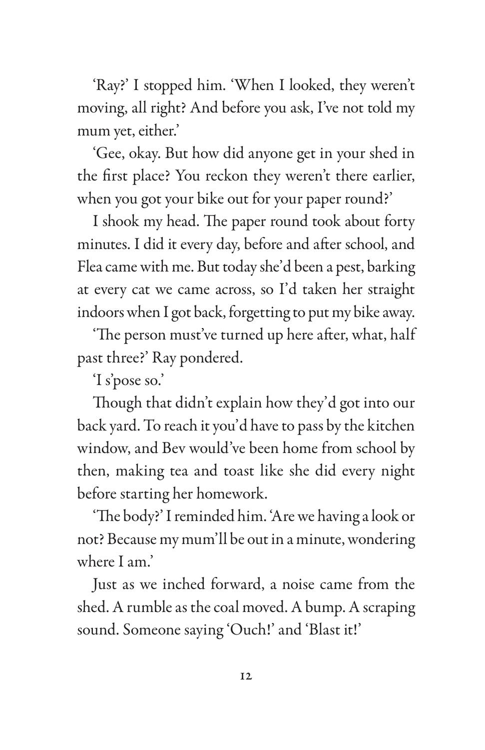'Ray?' I stopped him. 'When I looked, they weren't moving, all right? And before you ask, I've not told my mum yet, either.'

'Gee, okay. But how did anyone get in your shed in the first place? You reckon they weren't there earlier, when you got your bike out for your paper round?'

I shook my head. The paper round took about forty minutes. I did it every day, before and after school, and Flea came with me. But today she'd been a pest, barking at every cat we came across, so I'd taken her straight indoors when I got back, forgetting to put my bike away.

'The person must've turned up here after, what, half past three?' Ray pondered.

'I s'pose so.'

Though that didn't explain how they'd got into our back yard. To reach it you'd have to pass by the kitchen window, and Bev would've been home from school by then, making tea and toast like she did every night before starting her homework.

'The body?' I reminded him. 'Are we having a look or not? Because my mum'll be out in a minute, wondering where I am.'

Just as we inched forward, a noise came from the shed. A rumble as the coal moved. A bump. A scraping sound. Someone saying 'Ouch!' and 'Blast it!'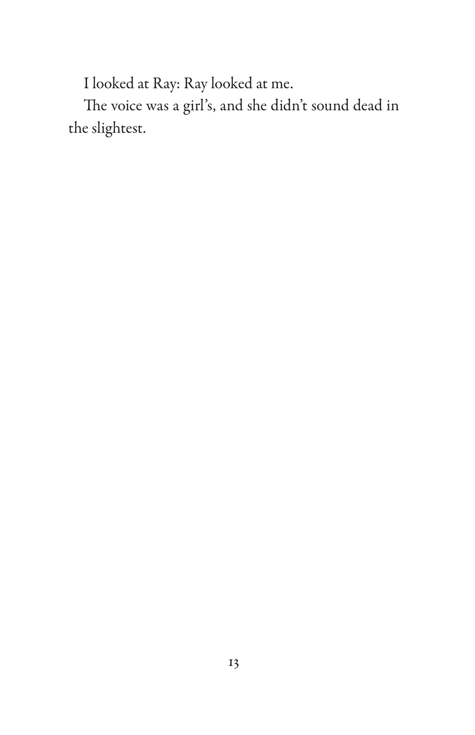I looked at Ray: Ray looked at me.

The voice was a girl's, and she didn't sound dead in the slightest.